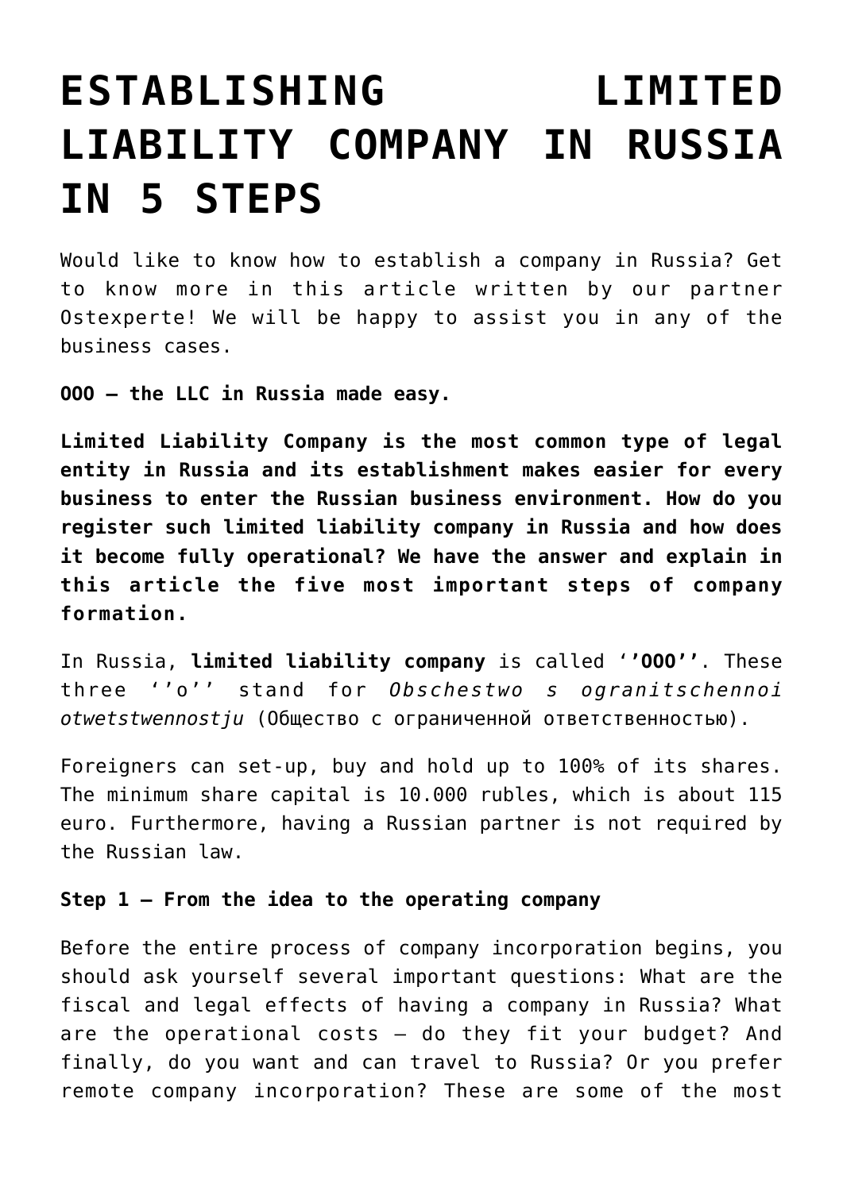# ESTABLISHING LIMITED LIABILITY COMPANY IN RUSSIA IN 5 STEPS

Would like to know how to establish a company in Russia? Get to know more in this article written by our partner Ostexperte! We will be happy to assist you in any of the business cases.

**OOO – the LLC in Russia made easy.**

**Limited Liability Company is the most common type of legal entity in Russia and its establishment makes easier for every business to enter the Russian business environment. How do you register such limited liability company in Russia and how does it become fully operational? We have the answer and explain in this article the five most important steps of company formation.**

In Russia, **limited liability company** is called ‘’**OOO**’’. These three ‘’o’’ stand for *Obschestwo s ogranitschennoi otwetstwennostju* (Общество с ограниченной ответственностью).

Foreigners can set-up, buy and hold up to 100% of its shares. The minimum share capital is 10.000 rubles, which is about 115 euro. Furthermore, having a Russian partner is not required by the Russian law.

**Step 1 – From the idea to the operating company**

Before the entire process of company incorporation begins, you should ask yourself several important questions: What are the fiscal and legal effects of having a company in Russia? What are the operational costs – do they fit your budget? And finally, do you want and can travel to Russia? Or you prefer remote company incorporation? These are some of the most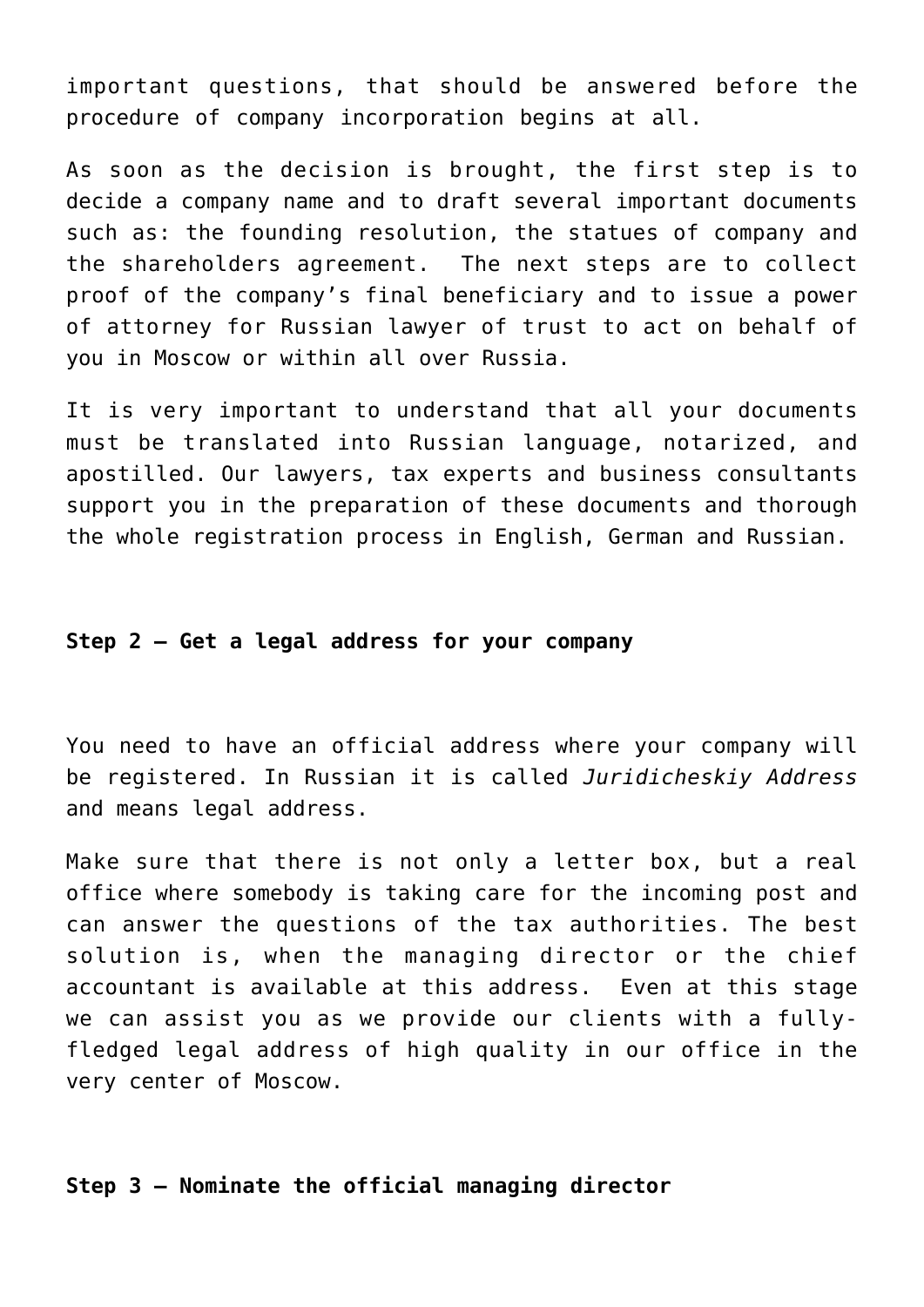important questions, that should be answered before the procedure of company incorporation begins at all.

As soon as the decision is brought, the first step is to decide a company name and to draft several important documents such as: the founding resolution, the statues of company and the shareholders agreement. The next steps are to collect proof of the company's final beneficiary and to issue a power of attorney for Russian lawyer of trust to act on behalf of you in Moscow or within all over Russia.

It is very important to understand that all your documents must be translated into Russian language, notarized, and apostilled. Our lawyers, tax experts and business consultants support you in the preparation of these documents and thorough the whole registration process in English, German and Russian.

**Step 2 – Get a legal address for your company**

You need to have an official address where your company will be registered. In Russian it is called *Juridicheskiy Address* and means legal address.

Make sure that there is not only a letter box, but a real office where somebody is taking care for the incoming post and can answer the questions of the tax authorities. The best solution is, when the managing director or the chief accountant is available at this address. Even at this stage we can assist you as we provide our clients with a fully-fledged legal address of high quality in our office in the very center of Moscow.

**Step 3 – Nominate the official managing director**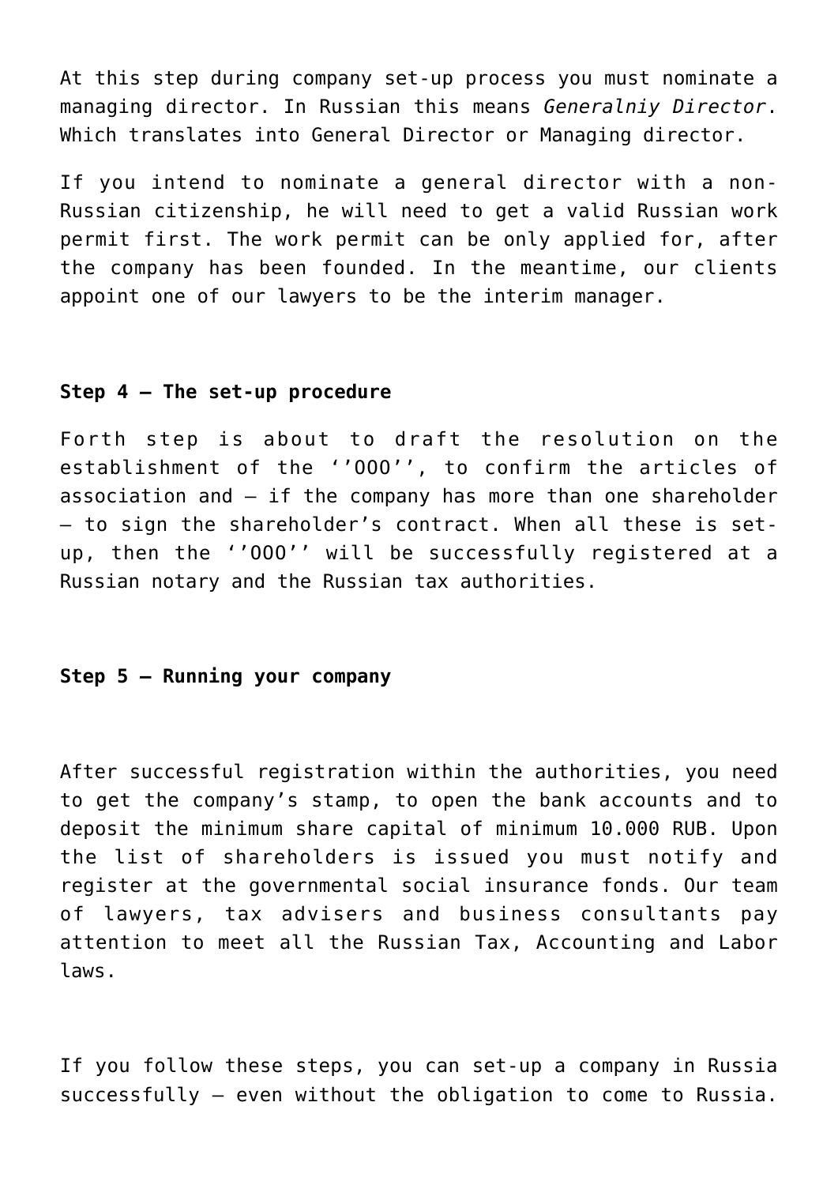At this step during company set-up process you must nominate a managing director. In Russian this means *Generalniy Director*. Which translates into General Director or Managing director.

If you intend to nominate a general director with a non-Russian citizenship, he will need to get a valid Russian work permit first. The work permit can be only applied for, after the company has been founded. In the meantime, our clients appoint one of our lawyers to be the interim manager.

**Step 4 – The set-up procedure**

Forth step is about to draft the resolution on the establishment of the ''OOO'', to confirm the articles of association and – if the company has more than one shareholder – to sign the shareholder's contract. When all these is set-up, then the ''OOO'' will be successfully registered at a Russian notary and the Russian tax authorities.

**Step 5 – Running your company**

After successful registration within the authorities, you need to get the company's stamp, to open the bank accounts and to deposit the minimum share capital of minimum 10.000 RUB. Upon the list of shareholders is issued you must notify and register at the governmental social insurance fonds. Our team of lawyers, tax advisers and business consultants pay attention to meet all the Russian Tax, Accounting and Labor laws.

If you follow these steps, you can set-up a company in Russia successfully – even without the obligation to come to Russia.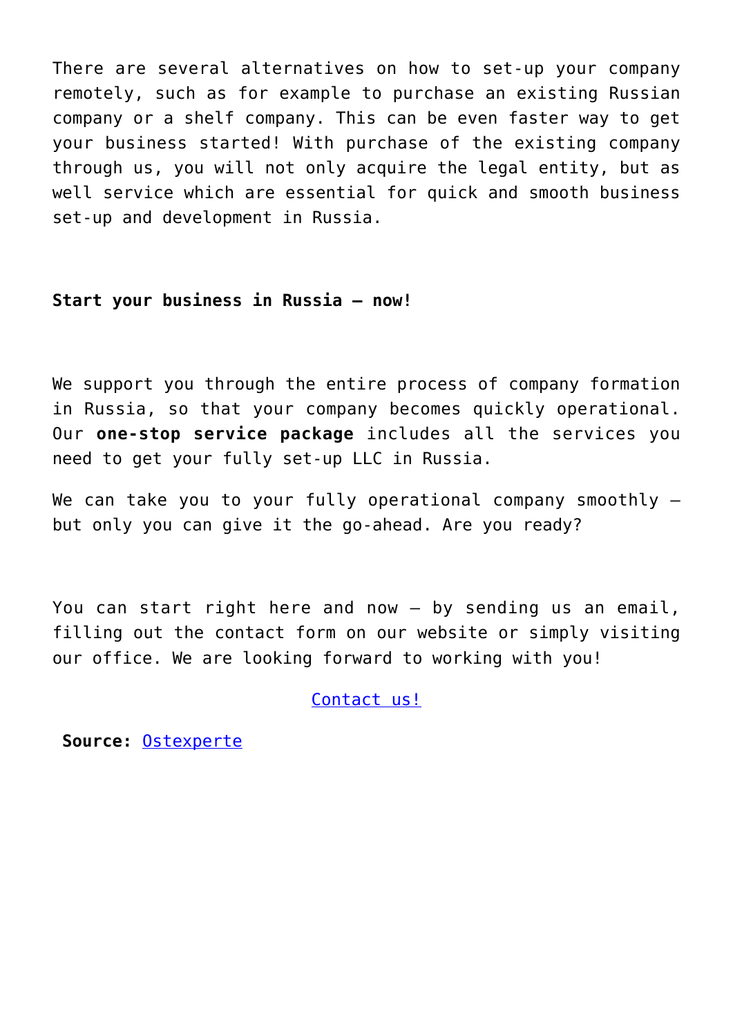There are several alternatives on how to set-up your company remotely, such as for example to purchase an existing Russian company or a shelf company. This can be even faster way to get your business started! With purchase of the existing company through us, you will not only acquire the legal entity, but as well service which are essential for quick and smooth business set-up and development in Russia.

**Start your business in Russia – now!**

We support you through the entire process of company formation in Russia, so that your company becomes quickly operational. Our **one-stop service package** includes all the services you need to get your fully set-up LLC in Russia.

We can take you to your fully operational company smoothly – but only you can give it the go-ahead. Are you ready?

You can start right here and now – by sending us an email, filling out the contact form on our website or simply visiting our office. We are looking forward to working with you!

Contact us!

**Source:** Ostexperte